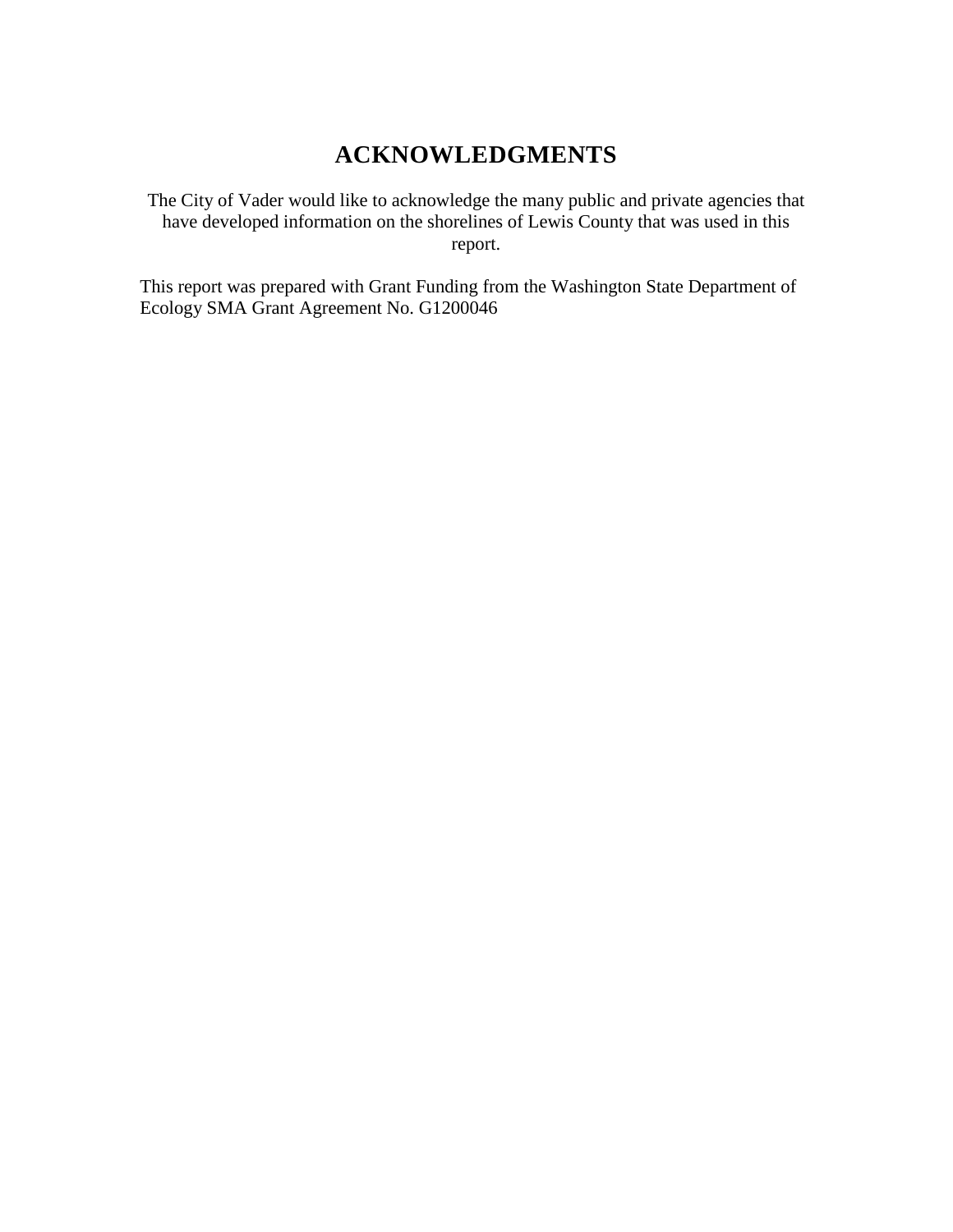# ACKNOWLEDGMENTS

The City of Vader would like to acknowledge the many public and private agencies that have developed information on the shorelines of Lewis County that was used in this report.

This report was prepared with Grant Funding from the Washington State Department of Ecology SMA Grant Agreement No. G1200046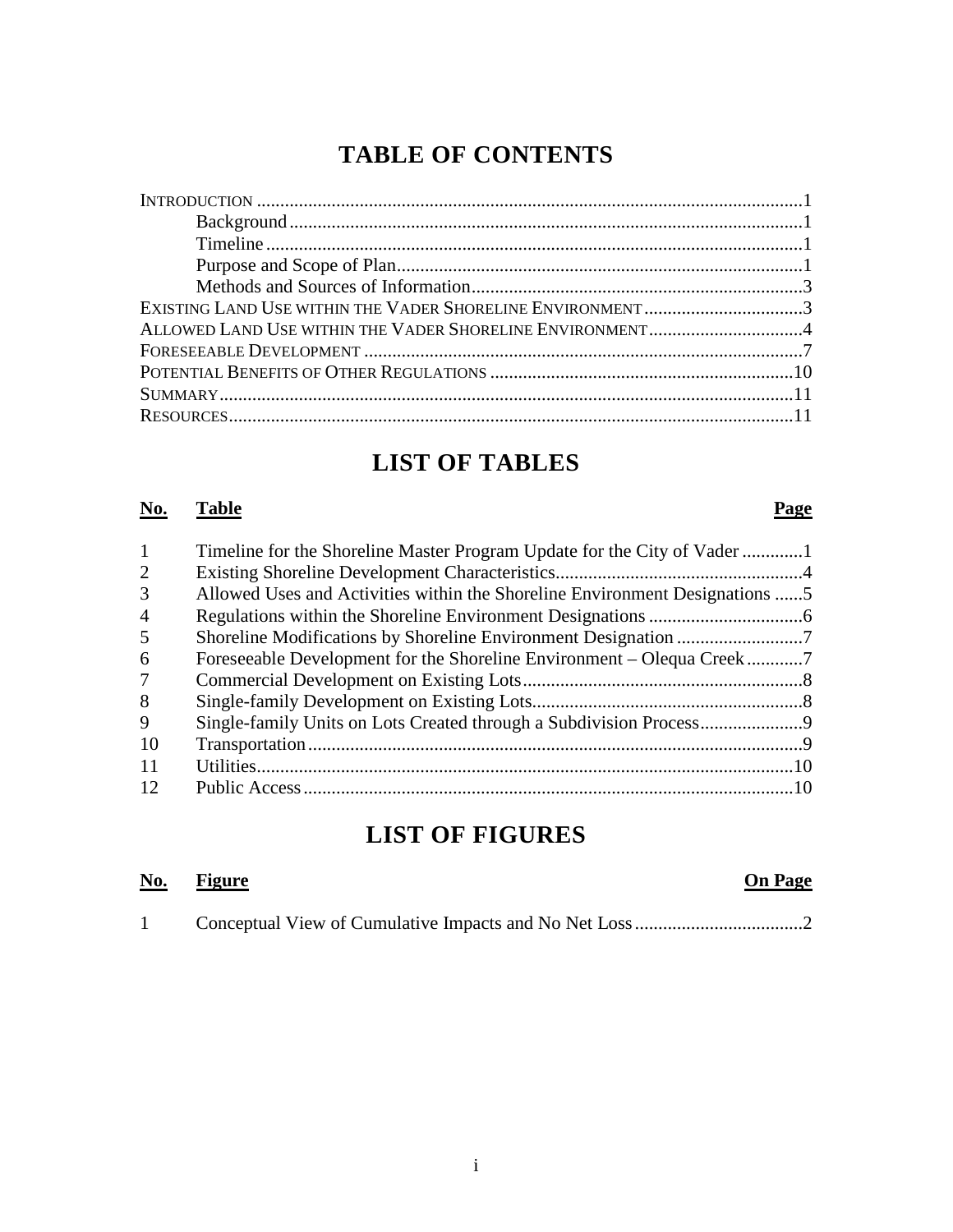# TABLE OF CONTENTS

INTRODUCTION .....................................................................................................................1
- Background ...............................................................................................................1
- Timeline ....................................................................................................................1
- Purpose and Scope of Plan ........................................................................................1
- Methods and Sources of Information ........................................................................3

EXISTING LAND USE WITHIN THE VADER SHORELINE ENVIRONMENT ..................................3
ALLOWED LAND USE WITHIN THE VADER SHORELINE ENVIRONMENT .................................4
FORESEEABLE DEVELOPMENT ..............................................................................................7
POTENTIAL BENEFITS OF OTHER REGULATIONS ..................................................................10
SUMMARY............................................................................................................................11
RESOURCES..........................................................................................................................11

# LIST OF TABLES

| No. | Table | Page |
|---|---|---|
| 1 | Timeline for the Shoreline Master Program Update for the City of Vader | 1 |
| 2 | Existing Shoreline Development Characteristics | 4 |
| 3 | Allowed Uses and Activities within the Shoreline Environment Designations | 5 |
| 4 | Regulations within the Shoreline Environment Designations | 6 |
| 5 | Shoreline Modifications by Shoreline Environment Designation | 7 |
| 6 | Foreseeable Development for the Shoreline Environment – Olequa Creek | 7 |
| 7 | Commercial Development on Existing Lots | 8 |
| 8 | Single-family Development on Existing Lots | 8 |
| 9 | Single-family Units on Lots Created through a Subdivision Process | 9 |
| 10 | Transportation | 9 |
| 11 | Utilities | 10 |
| 12 | Public Access | 10 |

# LIST OF FIGURES

| No. | Figure | On Page |
|---|---|---|
| 1 | Conceptual View of Cumulative Impacts and No Net Loss | 2 |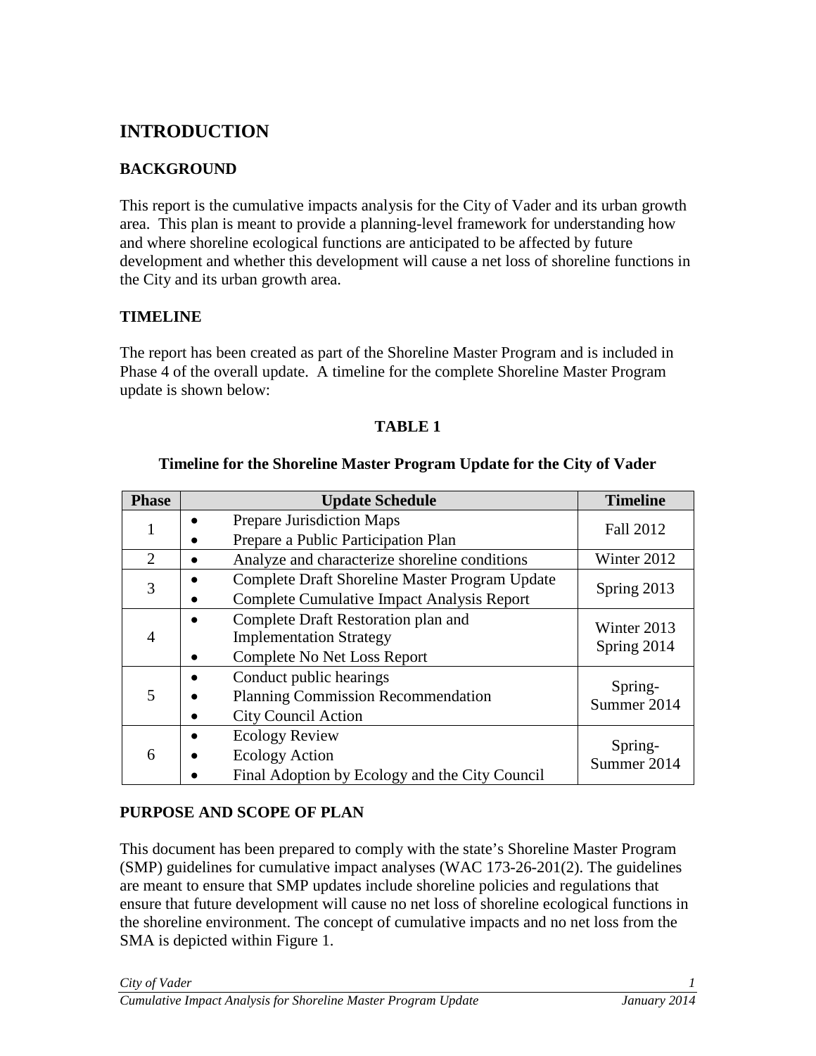# INTRODUCTION

## BACKGROUND

This report is the cumulative impacts analysis for the City of Vader and its urban growth area. This plan is meant to provide a planning-level framework for understanding how and where shoreline ecological functions are anticipated to be affected by future development and whether this development will cause a net loss of shoreline functions in the City and its urban growth area.

## TIMELINE

The report has been created as part of the Shoreline Master Program and is included in Phase 4 of the overall update. A timeline for the complete Shoreline Master Program update is shown below:

**TABLE 1**

**Timeline for the Shoreline Master Program Update for the City of Vader**

| Phase | Update Schedule | Timeline |
|---|---|---|
| 1 | • Prepare Jurisdiction Maps<br>• Prepare a Public Participation Plan | Fall 2012 |
| 2 | • Analyze and characterize shoreline conditions | Winter 2012 |
| 3 | • Complete Draft Shoreline Master Program Update<br>• Complete Cumulative Impact Analysis Report | Spring 2013 |
| 4 | • Complete Draft Restoration plan and Implementation Strategy<br>• Complete No Net Loss Report | Winter 2013<br>Spring 2014 |
| 5 | • Conduct public hearings<br>• Planning Commission Recommendation<br>• City Council Action | Spring-Summer 2014 |
| 6 | • Ecology Review<br>• Ecology Action<br>• Final Adoption by Ecology and the City Council | Spring-Summer 2014 |

## PURPOSE AND SCOPE OF PLAN

This document has been prepared to comply with the state's Shoreline Master Program (SMP) guidelines for cumulative impact analyses (WAC 173-26-201(2). The guidelines are meant to ensure that SMP updates include shoreline policies and regulations that ensure that future development will cause no net loss of shoreline ecological functions in the shoreline environment. The concept of cumulative impacts and no net loss from the SMA is depicted within Figure 1.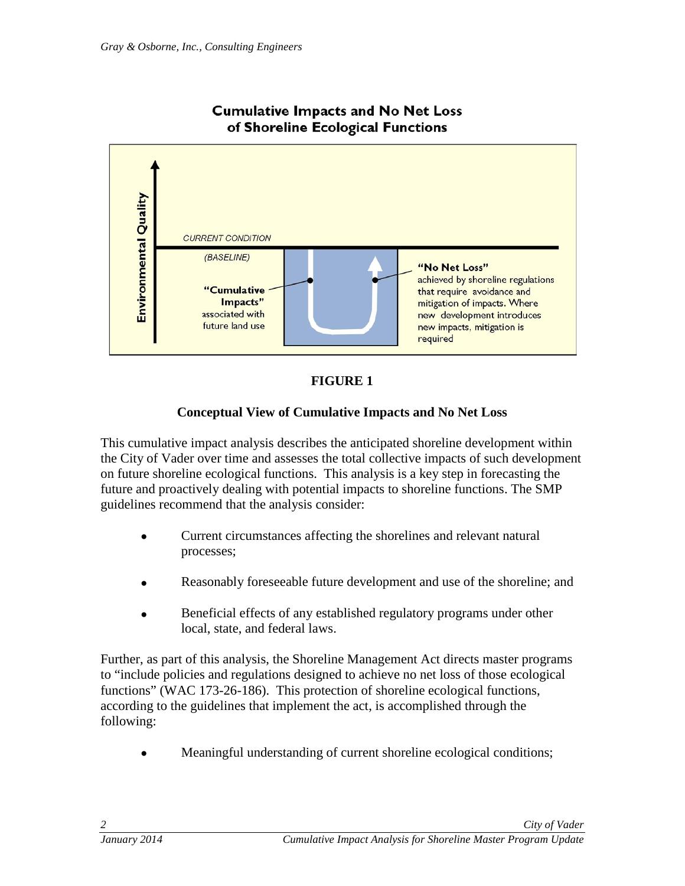**Cumulative Impacts and No Net Loss of Shoreline Ecological Functions**

Environmental Quality

CURRENT CONDITION

(BASELINE)

**"Cumulative Impacts"** associated with future land use

**"No Net Loss"** achieved by shoreline regulations that require avoidance and mitigation of impacts. Where new development introduces new impacts, mitigation is required

**FIGURE 1**

**Conceptual View of Cumulative Impacts and No Net Loss**

This cumulative impact analysis describes the anticipated shoreline development within the City of Vader over time and assesses the total collective impacts of such development on future shoreline ecological functions. This analysis is a key step in forecasting the future and proactively dealing with potential impacts to shoreline functions. The SMP guidelines recommend that the analysis consider:

- Current circumstances affecting the shorelines and relevant natural processes;
- Reasonably foreseeable future development and use of the shoreline; and
- Beneficial effects of any established regulatory programs under other local, state, and federal laws.

Further, as part of this analysis, the Shoreline Management Act directs master programs to "include policies and regulations designed to achieve no net loss of those ecological functions" (WAC 173-26-186). This protection of shoreline ecological functions, according to the guidelines that implement the act, is accomplished through the following:

- Meaningful understanding of current shoreline ecological conditions;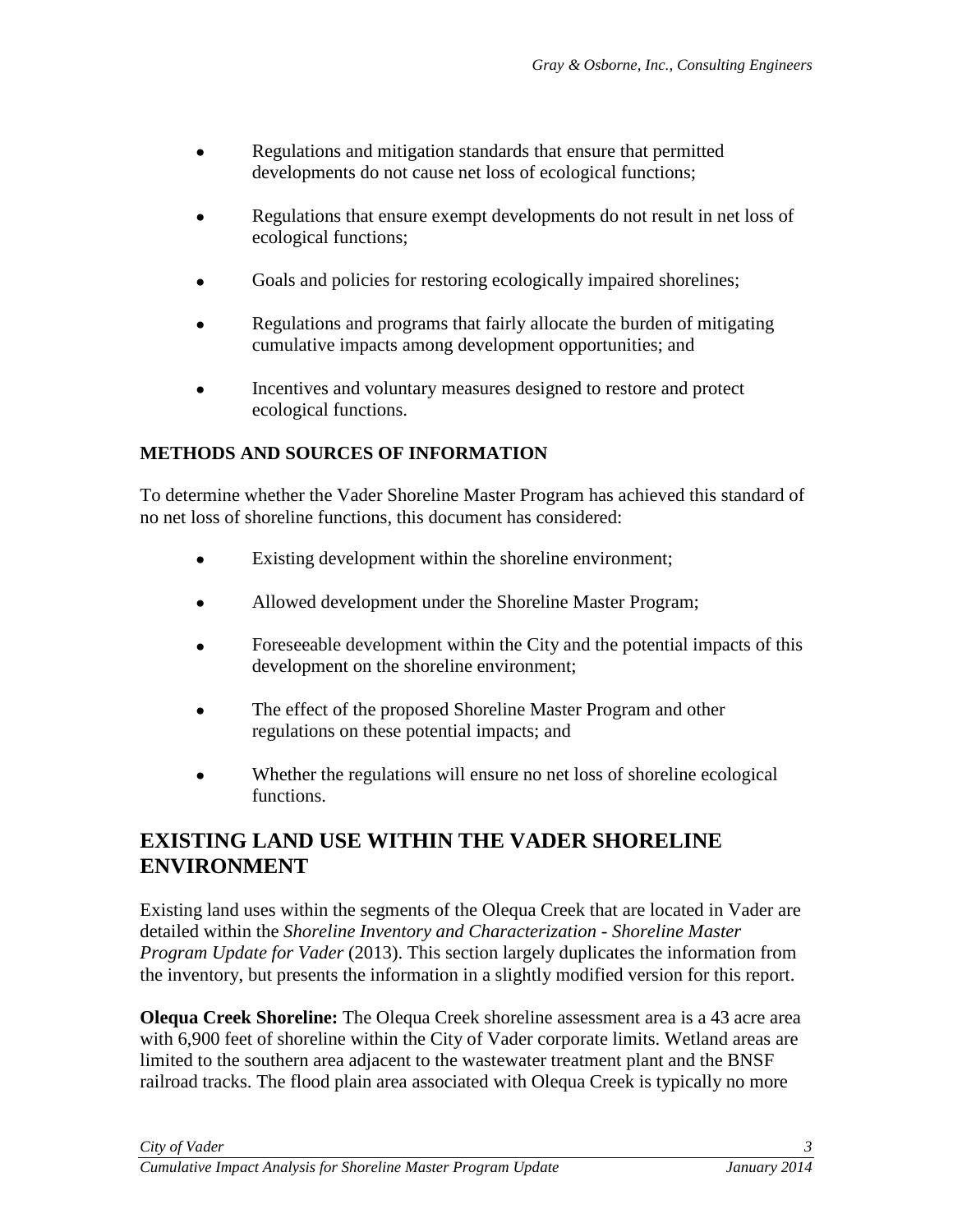- Regulations and mitigation standards that ensure that permitted developments do not cause net loss of ecological functions;
- Regulations that ensure exempt developments do not result in net loss of ecological functions;
- Goals and policies for restoring ecologically impaired shorelines;
- Regulations and programs that fairly allocate the burden of mitigating cumulative impacts among development opportunities; and
- Incentives and voluntary measures designed to restore and protect ecological functions.

### METHODS AND SOURCES OF INFORMATION

To determine whether the Vader Shoreline Master Program has achieved this standard of no net loss of shoreline functions, this document has considered:

- Existing development within the shoreline environment;
- Allowed development under the Shoreline Master Program;
- Foreseeable development within the City and the potential impacts of this development on the shoreline environment;
- The effect of the proposed Shoreline Master Program and other regulations on these potential impacts; and
- Whether the regulations will ensure no net loss of shoreline ecological functions.

## EXISTING LAND USE WITHIN THE VADER SHORELINE ENVIRONMENT

Existing land uses within the segments of the Olequa Creek that are located in Vader are detailed within the *Shoreline Inventory and Characterization - Shoreline Master Program Update for Vader* (2013). This section largely duplicates the information from the inventory, but presents the information in a slightly modified version for this report.

**Olequa Creek Shoreline:** The Olequa Creek shoreline assessment area is a 43 acre area with 6,900 feet of shoreline within the City of Vader corporate limits. Wetland areas are limited to the southern area adjacent to the wastewater treatment plant and the BNSF railroad tracks. The flood plain area associated with Olequa Creek is typically no more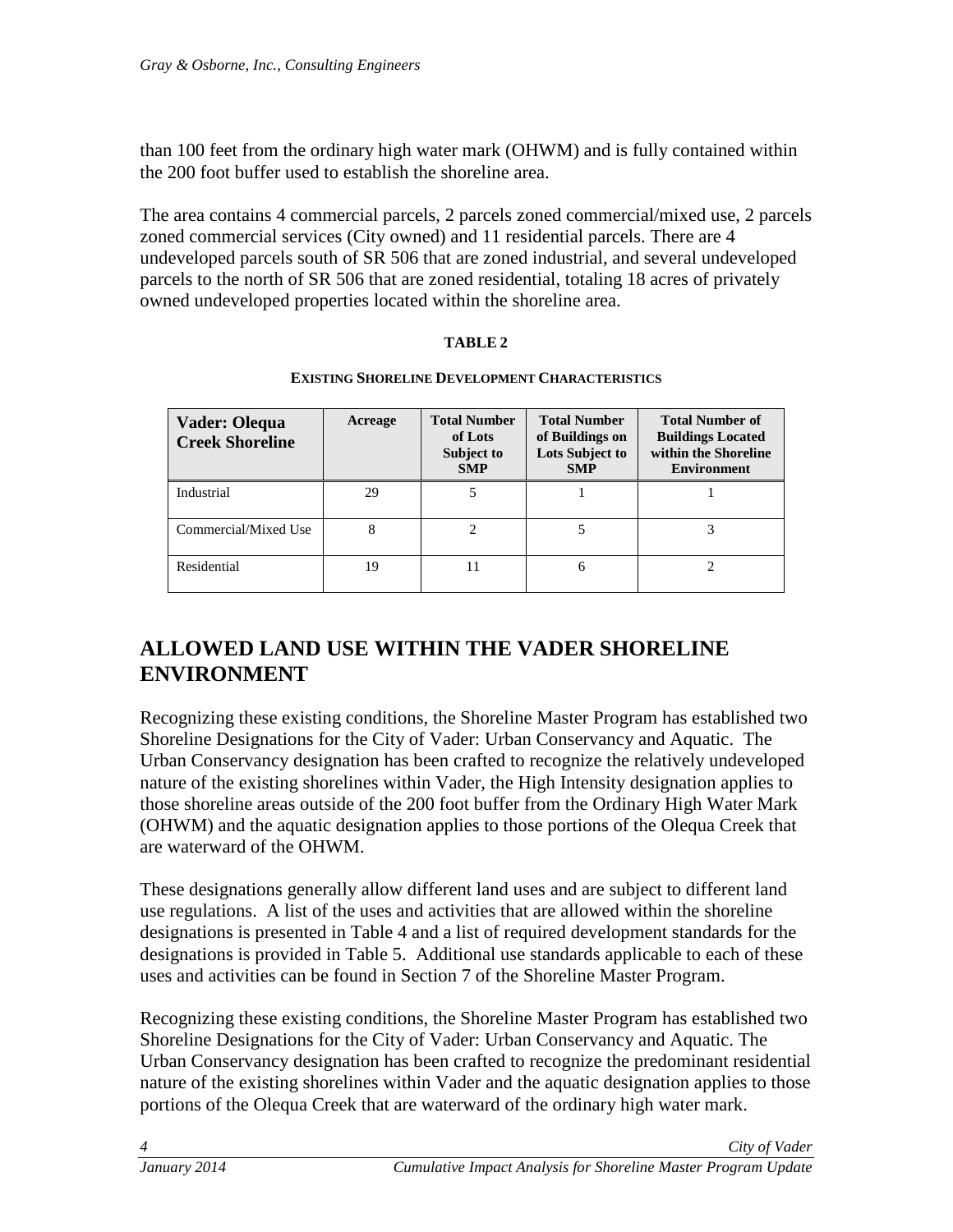than 100 feet from the ordinary high water mark (OHWM) and is fully contained within the 200 foot buffer used to establish the shoreline area.

The area contains 4 commercial parcels, 2 parcels zoned commercial/mixed use, 2 parcels zoned commercial services (City owned) and 11 residential parcels. There are 4 undeveloped parcels south of SR 506 that are zoned industrial, and several undeveloped parcels to the north of SR 506 that are zoned residential, totaling 18 acres of privately owned undeveloped properties located within the shoreline area.

**TABLE 2**

**EXISTING SHORELINE DEVELOPMENT CHARACTERISTICS**

| Vader: Olequa Creek Shoreline | Acreage | Total Number of Lots Subject to SMP | Total Number of Buildings on Lots Subject to SMP | Total Number of Buildings Located within the Shoreline Environment |
|---|---|---|---|---|
| Industrial | 29 | 5 | 1 | 1 |
| Commercial/Mixed Use | 8 | 2 | 5 | 3 |
| Residential | 19 | 11 | 6 | 2 |

## ALLOWED LAND USE WITHIN THE VADER SHORELINE ENVIRONMENT

Recognizing these existing conditions, the Shoreline Master Program has established two Shoreline Designations for the City of Vader: Urban Conservancy and Aquatic. The Urban Conservancy designation has been crafted to recognize the relatively undeveloped nature of the existing shorelines within Vader, the High Intensity designation applies to those shoreline areas outside of the 200 foot buffer from the Ordinary High Water Mark (OHWM) and the aquatic designation applies to those portions of the Olequa Creek that are waterward of the OHWM.

These designations generally allow different land uses and are subject to different land use regulations. A list of the uses and activities that are allowed within the shoreline designations is presented in Table 4 and a list of required development standards for the designations is provided in Table 5. Additional use standards applicable to each of these uses and activities can be found in Section 7 of the Shoreline Master Program.

Recognizing these existing conditions, the Shoreline Master Program has established two Shoreline Designations for the City of Vader: Urban Conservancy and Aquatic. The Urban Conservancy designation has been crafted to recognize the predominant residential nature of the existing shorelines within Vader and the aquatic designation applies to those portions of the Olequa Creek that are waterward of the ordinary high water mark.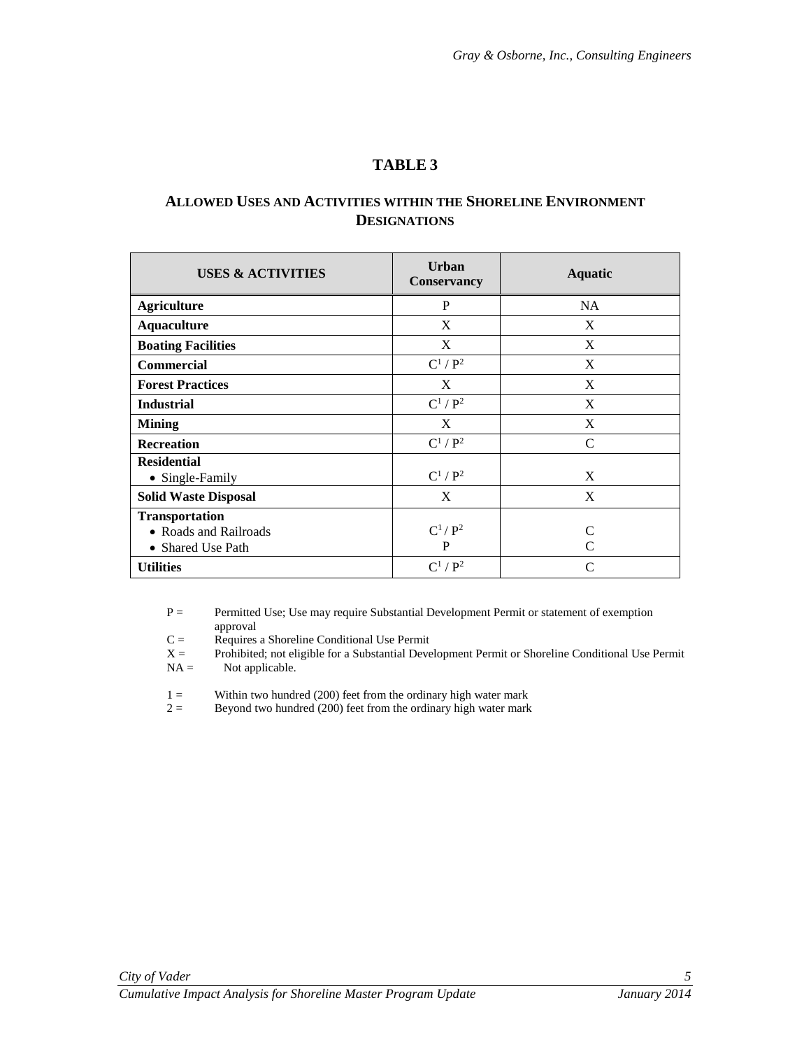# TABLE 3

## ALLOWED USES AND ACTIVITIES WITHIN THE SHORELINE ENVIRONMENT DESIGNATIONS

| USES & ACTIVITIES | Urban Conservancy | Aquatic |
|---|---|---|
| **Agriculture** | P | NA |
| **Aquaculture** | X | X |
| **Boating Facilities** | X | X |
| **Commercial** | $C^1$ / $P^2$ | X |
| **Forest Practices** | X | X |
| **Industrial** | $C^1$ / $P^2$ | X |
| **Mining** | X | X |
| **Recreation** | $C^1$ / $P^2$ | C |
| **Residential** | | |
| • Single-Family | $C^1$ / $P^2$ | X |
| **Solid Waste Disposal** | X | X |
| **Transportation** | | |
| • Roads and Railroads | $C^1$ / $P^2$ | C |
| • Shared Use Path | P | C |
| **Utilities** | $C^1$ / $P^2$ | C |

P = Permitted Use; Use may require Substantial Development Permit or statement of exemption approval
C = Requires a Shoreline Conditional Use Permit
X = Prohibited; not eligible for a Substantial Development Permit or Shoreline Conditional Use Permit
NA = Not applicable.

1 = Within two hundred (200) feet from the ordinary high water mark
2 = Beyond two hundred (200) feet from the ordinary high water mark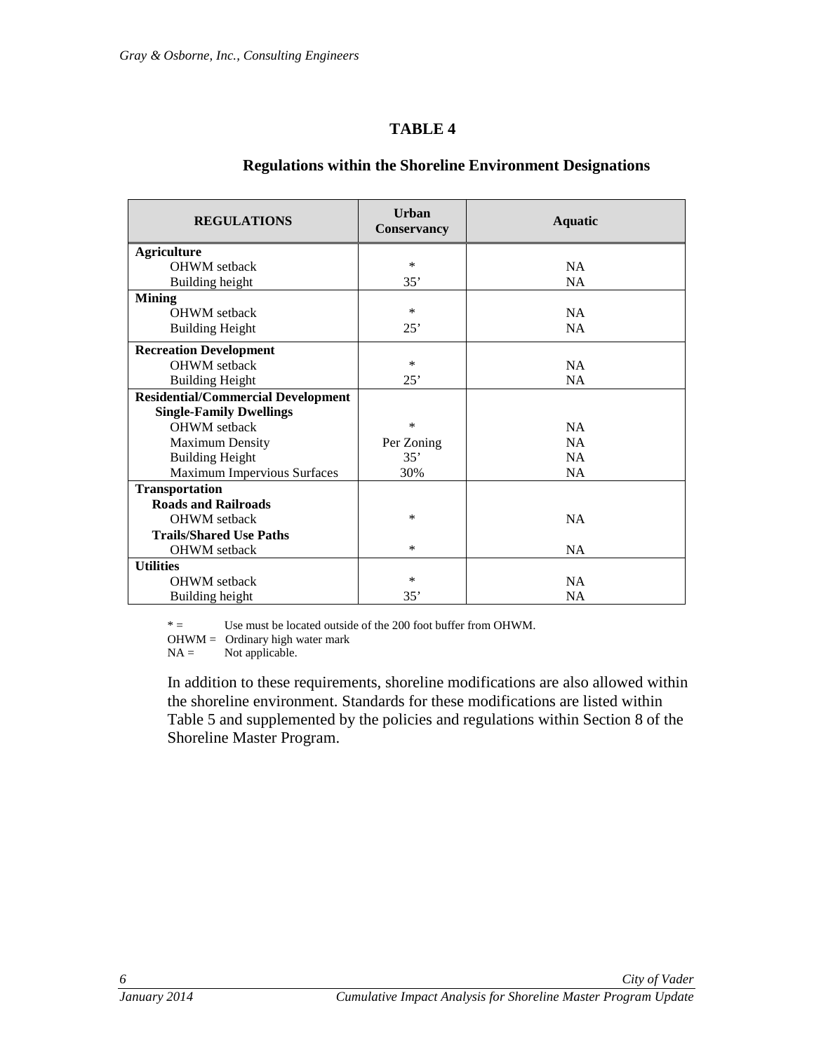## TABLE 4

### Regulations within the Shoreline Environment Designations

| REGULATIONS | Urban Conservancy | Aquatic |
|---|---|---|
| **Agriculture** | | |
| OHWM setback | * | NA |
| Building height | 35’ | NA |
| **Mining** | | |
| OHWM setback | * | NA |
| Building Height | 25’ | NA |
| **Recreation Development** | | |
| OHWM setback | * | NA |
| Building Height | 25’ | NA |
| **Residential/Commercial Development** | | |
| **Single-Family Dwellings** | | |
| OHWM setback | * | NA |
| Maximum Density | Per Zoning | NA |
| Building Height | 35’ | NA |
| Maximum Impervious Surfaces | 30% | NA |
| **Transportation** | | |
| **Roads and Railroads** | | |
| OHWM setback | * | NA |
| **Trails/Shared Use Paths** | | |
| OHWM setback | * | NA |
| **Utilities** | | |
| OHWM setback | * | NA |
| Building height | 35’ | NA |

* = Use must be located outside of the 200 foot buffer from OHWM.
OHWM = Ordinary high water mark
NA = Not applicable.

In addition to these requirements, shoreline modifications are also allowed within the shoreline environment. Standards for these modifications are listed within Table 5 and supplemented by the policies and regulations within Section 8 of the Shoreline Master Program.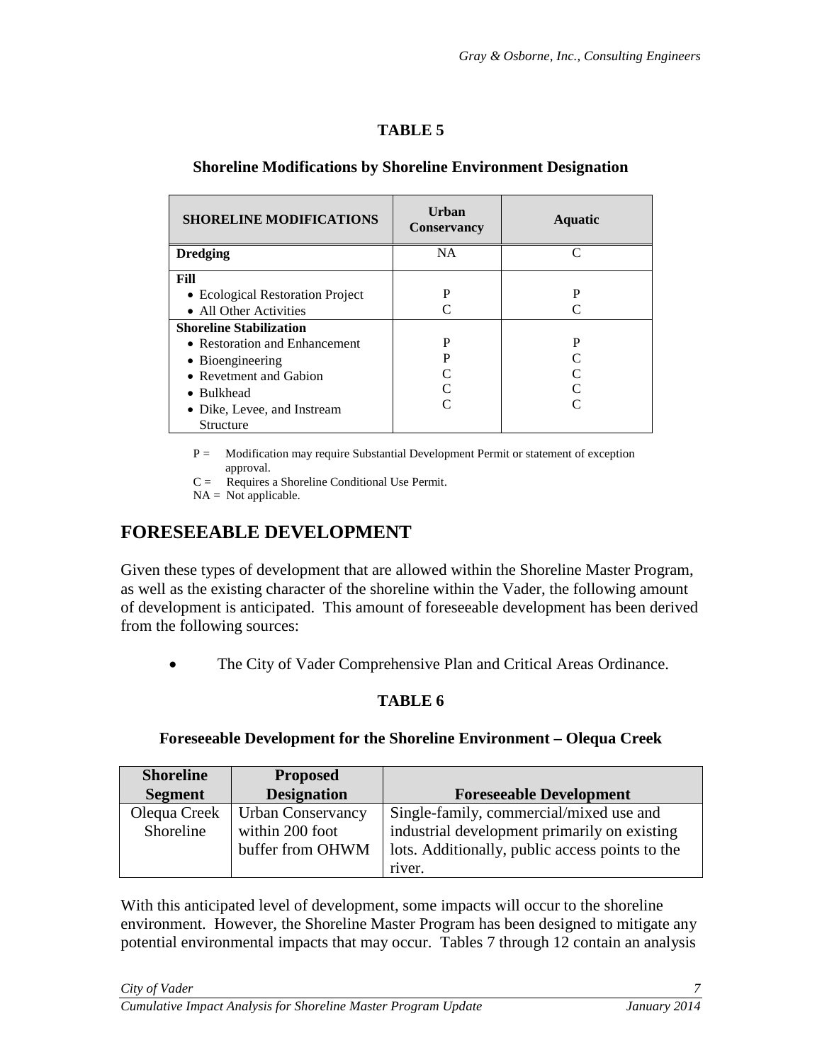**TABLE 5**

**Shoreline Modifications by Shoreline Environment Designation**

| SHORELINE MODIFICATIONS | Urban Conservancy | Aquatic |
|---|---|---|
| **Dredging** | NA | C |
| **Fill** | | |
| • Ecological Restoration Project | P | P |
| • All Other Activities | C | C |
| **Shoreline Stabilization** | | |
| • Restoration and Enhancement | P | P |
| • Bioengineering | P | C |
| • Revetment and Gabion | C | C |
| • Bulkhead | C | C |
| • Dike, Levee, and Instream Structure | C | C |

P = Modification may require Substantial Development Permit or statement of exception approval.
C = Requires a Shoreline Conditional Use Permit.
NA = Not applicable.

## FORESEEABLE DEVELOPMENT

Given these types of development that are allowed within the Shoreline Master Program, as well as the existing character of the shoreline within the Vader, the following amount of development is anticipated. This amount of foreseeable development has been derived from the following sources:

- The City of Vader Comprehensive Plan and Critical Areas Ordinance.

**TABLE 6**

**Foreseeable Development for the Shoreline Environment – Olequa Creek**

| Shoreline Segment | Proposed Designation | Foreseeable Development |
|---|---|---|
| Olequa Creek Shoreline | Urban Conservancy within 200 foot buffer from OHWM | Single-family, commercial/mixed use and industrial development primarily on existing lots. Additionally, public access points to the river. |

With this anticipated level of development, some impacts will occur to the shoreline environment. However, the Shoreline Master Program has been designed to mitigate any potential environmental impacts that may occur. Tables 7 through 12 contain an analysis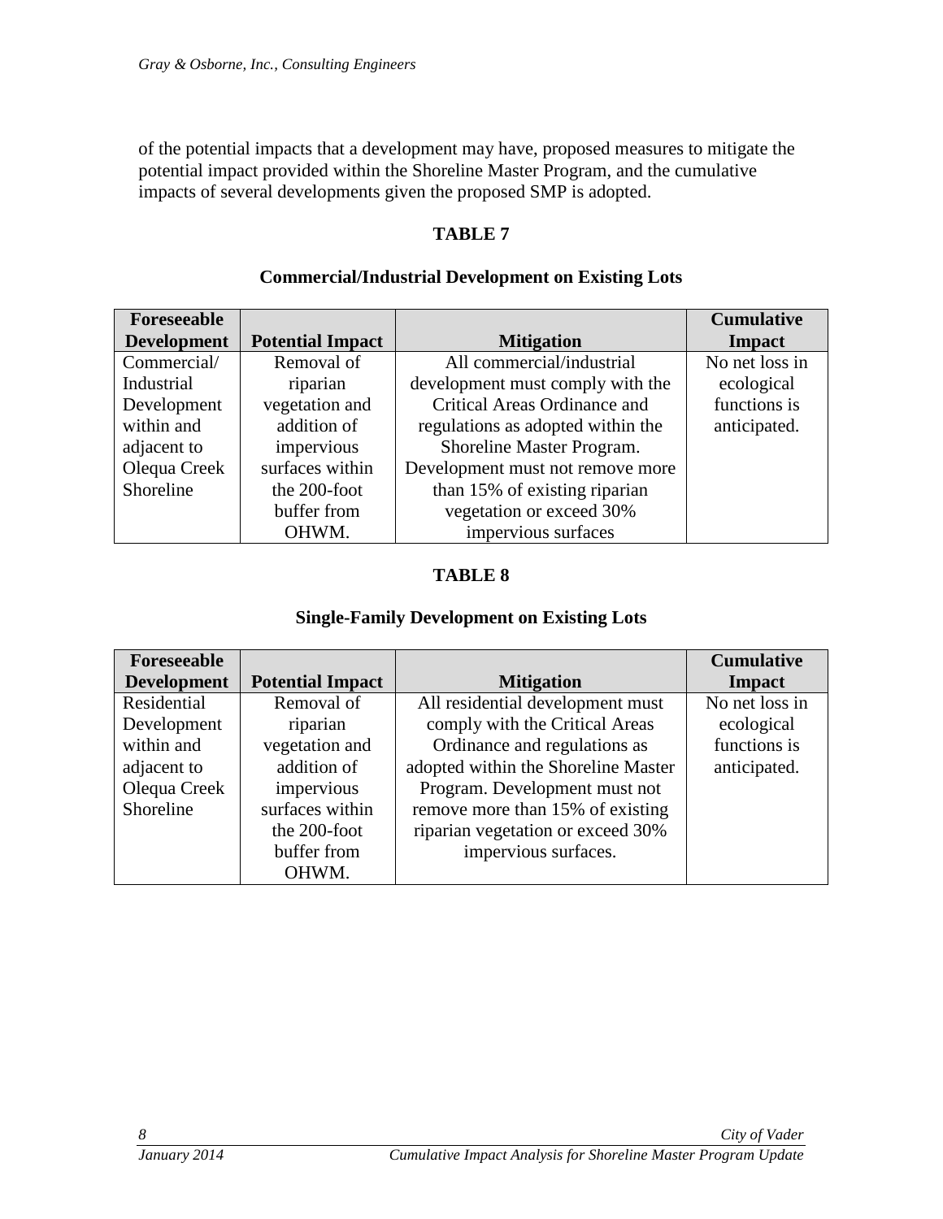of the potential impacts that a development may have, proposed measures to mitigate the potential impact provided within the Shoreline Master Program, and the cumulative impacts of several developments given the proposed SMP is adopted.

**TABLE 7**

**Commercial/Industrial Development on Existing Lots**

| Foreseeable Development | Potential Impact | Mitigation | Cumulative Impact |
|---|---|---|---|
| Commercial/ Industrial Development within and adjacent to Olequa Creek Shoreline | Removal of riparian vegetation and addition of impervious surfaces within the 200-foot buffer from OHWM. | All commercial/industrial development must comply with the Critical Areas Ordinance and regulations as adopted within the Shoreline Master Program. Development must not remove more than 15% of existing riparian vegetation or exceed 30% impervious surfaces | No net loss in ecological functions is anticipated. |

**TABLE 8**

**Single-Family Development on Existing Lots**

| Foreseeable Development | Potential Impact | Mitigation | Cumulative Impact |
|---|---|---|---|
| Residential Development within and adjacent to Olequa Creek Shoreline | Removal of riparian vegetation and addition of impervious surfaces within the 200-foot buffer from OHWM. | All residential development must comply with the Critical Areas Ordinance and regulations as adopted within the Shoreline Master Program. Development must not remove more than 15% of existing riparian vegetation or exceed 30% impervious surfaces. | No net loss in ecological functions is anticipated. |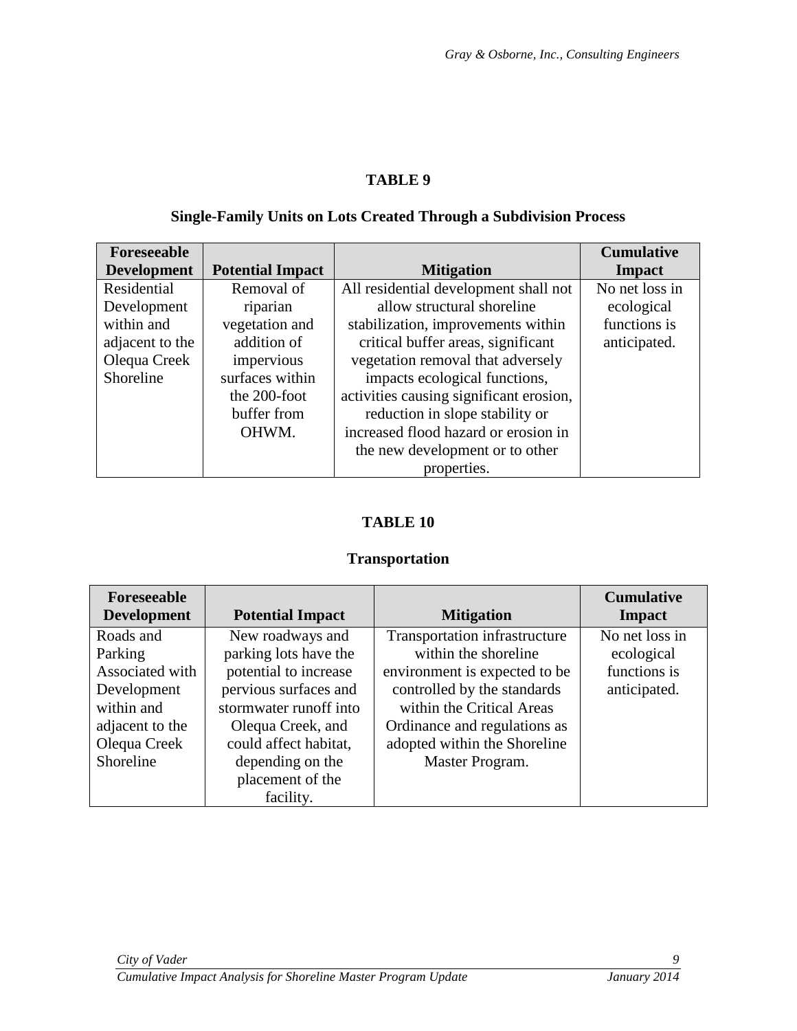**TABLE 9**

**Single-Family Units on Lots Created Through a Subdivision Process**

| Foreseeable Development | Potential Impact | Mitigation | Cumulative Impact |
|---|---|---|---|
| Residential Development within and adjacent to the Olequa Creek Shoreline | Removal of riparian vegetation and addition of impervious surfaces within the 200-foot buffer from OHWM. | All residential development shall not allow structural shoreline stabilization, improvements within critical buffer areas, significant vegetation removal that adversely impacts ecological functions, activities causing significant erosion, reduction in slope stability or increased flood hazard or erosion in the new development or to other properties. | No net loss in ecological functions is anticipated. |

**TABLE 10**

**Transportation**

| Foreseeable Development | Potential Impact | Mitigation | Cumulative Impact |
|---|---|---|---|
| Roads and Parking Associated with Development within and adjacent to the Olequa Creek Shoreline | New roadways and parking lots have the potential to increase pervious surfaces and stormwater runoff into Olequa Creek, and could affect habitat, depending on the placement of the facility. | Transportation infrastructure within the shoreline environment is expected to be controlled by the standards within the Critical Areas Ordinance and regulations as adopted within the Shoreline Master Program. | No net loss in ecological functions is anticipated. |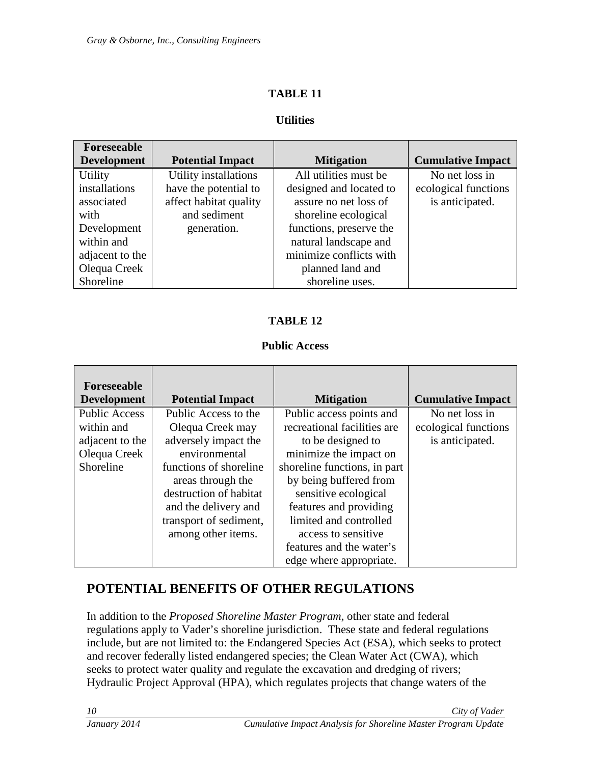**TABLE 11**

**Utilities**

| Foreseeable Development | Potential Impact | Mitigation | Cumulative Impact |
|---|---|---|---|
| Utility installations associated with Development within and adjacent to the Olequa Creek Shoreline | Utility installations have the potential to affect habitat quality and sediment generation. | All utilities must be designed and located to assure no net loss of shoreline ecological functions, preserve the natural landscape and minimize conflicts with planned land and shoreline uses. | No net loss in ecological functions is anticipated. |

**TABLE 12**

**Public Access**

| Foreseeable Development | Potential Impact | Mitigation | Cumulative Impact |
|---|---|---|---|
| Public Access within and adjacent to the Olequa Creek Shoreline | Public Access to the Olequa Creek may adversely impact the environmental functions of shoreline areas through the destruction of habitat and the delivery and transport of sediment, among other items. | Public access points and recreational facilities are to be designed to minimize the impact on shoreline functions, in part by being buffered from sensitive ecological features and providing limited and controlled access to sensitive features and the water's edge where appropriate. | No net loss in ecological functions is anticipated. |

## POTENTIAL BENEFITS OF OTHER REGULATIONS

In addition to the *Proposed Shoreline Master Program*, other state and federal regulations apply to Vader's shoreline jurisdiction. These state and federal regulations include, but are not limited to: the Endangered Species Act (ESA), which seeks to protect and recover federally listed endangered species; the Clean Water Act (CWA), which seeks to protect water quality and regulate the excavation and dredging of rivers; Hydraulic Project Approval (HPA), which regulates projects that change waters of the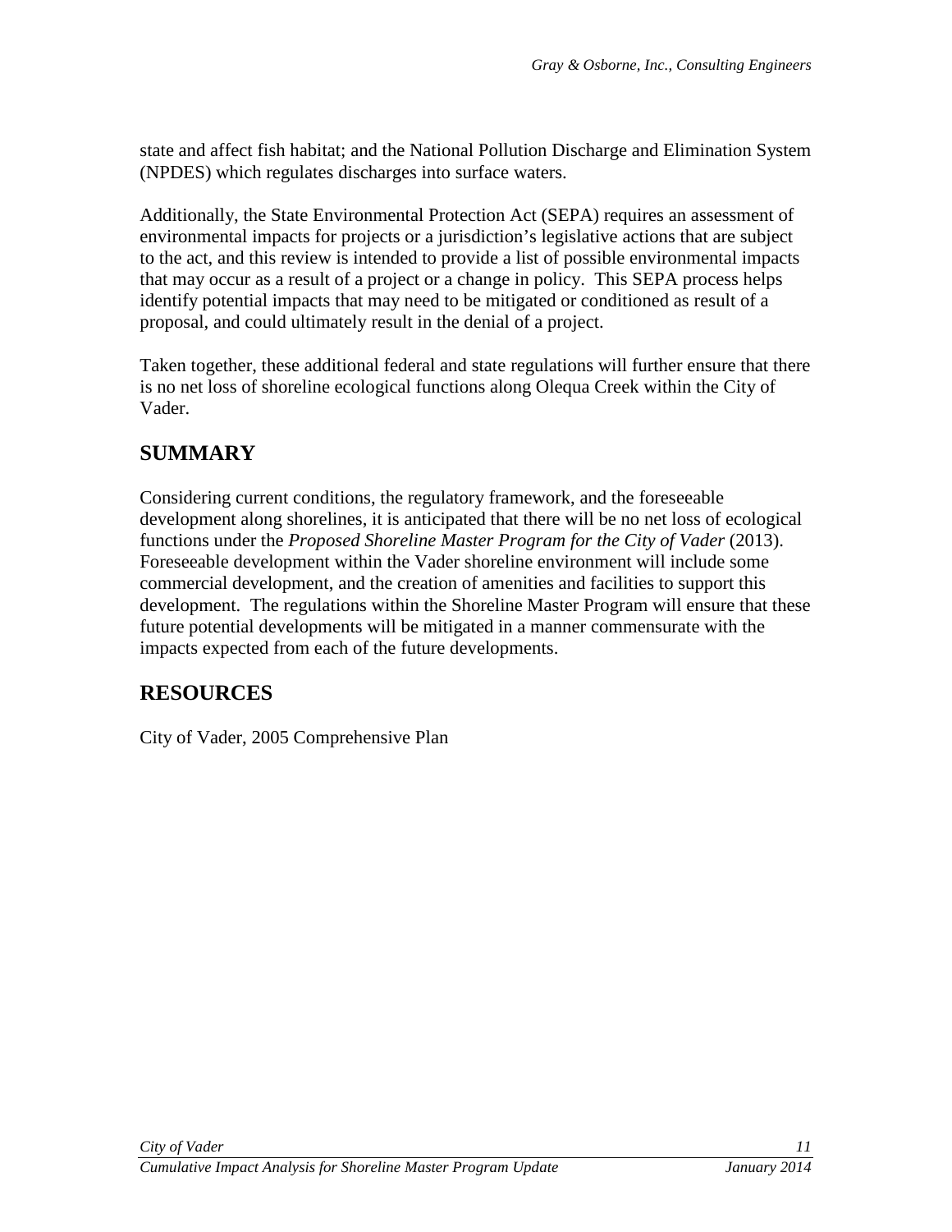state and affect fish habitat; and the National Pollution Discharge and Elimination System (NPDES) which regulates discharges into surface waters.

Additionally, the State Environmental Protection Act (SEPA) requires an assessment of environmental impacts for projects or a jurisdiction's legislative actions that are subject to the act, and this review is intended to provide a list of possible environmental impacts that may occur as a result of a project or a change in policy. This SEPA process helps identify potential impacts that may need to be mitigated or conditioned as result of a proposal, and could ultimately result in the denial of a project.

Taken together, these additional federal and state regulations will further ensure that there is no net loss of shoreline ecological functions along Olequa Creek within the City of Vader.

## SUMMARY

Considering current conditions, the regulatory framework, and the foreseeable development along shorelines, it is anticipated that there will be no net loss of ecological functions under the *Proposed Shoreline Master Program for the City of Vader* (2013). Foreseeable development within the Vader shoreline environment will include some commercial development, and the creation of amenities and facilities to support this development. The regulations within the Shoreline Master Program will ensure that these future potential developments will be mitigated in a manner commensurate with the impacts expected from each of the future developments.

## RESOURCES

City of Vader, 2005 Comprehensive Plan